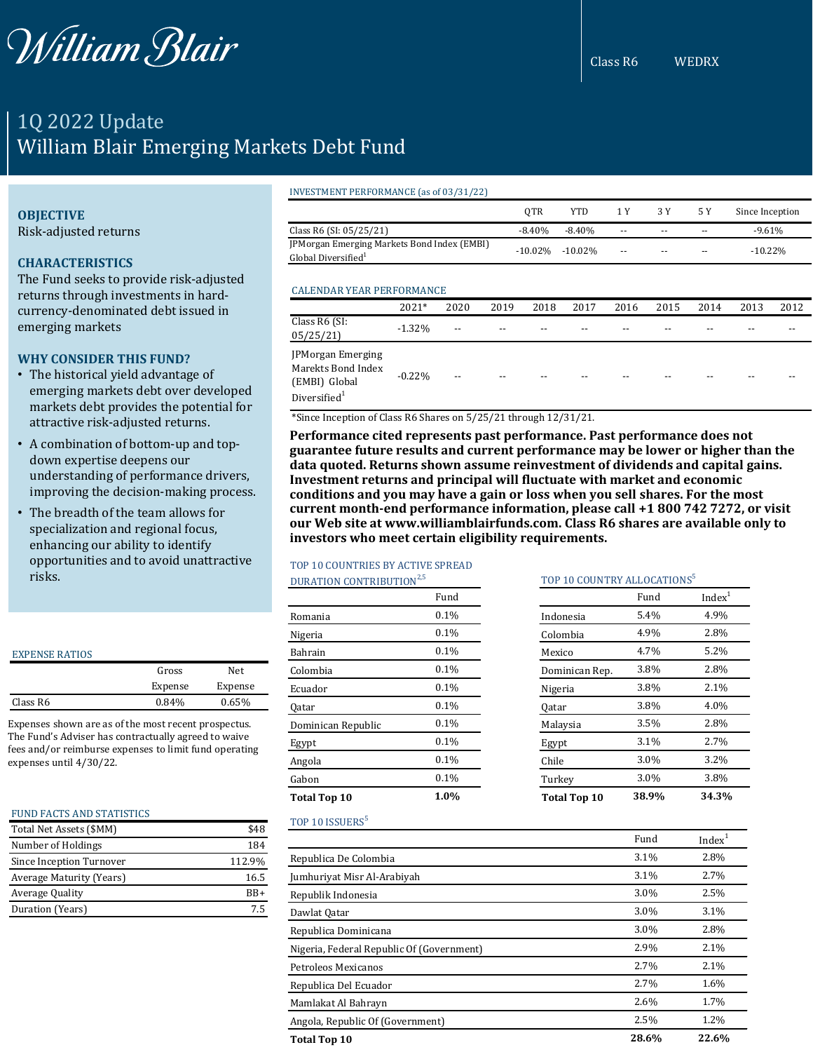William Blair

Class R6 WEDRX

# 1Q 2022 Update
# William Blair Emerging Markets Debt Fund

### OBJECTIVE

Risk-adjusted returns

### CHARACTERISTICS

The Fund seeks to provide risk-adjusted returns through investments in hard-currency-denominated debt issued in emerging markets

### WHY CONSIDER THIS FUND?

- The historical yield advantage of emerging markets debt over developed markets debt provides the potential for attractive risk-adjusted returns.
- A combination of bottom-up and top-down expertise deepens our understanding of performance drivers, improving the decision-making process.
- The breadth of the team allows for specialization and regional focus, enhancing our ability to identify opportunities and to avoid unattractive risks.

#### EXPENSE RATIOS

| | Gross Expense | Net Expense |
|---|---|---|
| Class R6 | 0.84% | 0.65% |

Expenses shown are as of the most recent prospectus. The Fund's Adviser has contractually agreed to waive fees and/or reimburse expenses to limit fund operating expenses until 4/30/22.

#### FUND FACTS AND STATISTICS

| | |
|---|---|
| Total Net Assets ($MM) | $48 |
| Number of Holdings | 184 |
| Since Inception Turnover | 112.9% |
| Average Maturity (Years) | 16.5 |
| Average Quality | BB+ |
| Duration (Years) | 7.5 |

#### INVESTMENT PERFORMANCE (as of 03/31/22)

| | QTR | YTD | 1 Y | 3 Y | 5 Y | Since Inception |
|---|---|---|---|---|---|---|
| Class R6 (SI: 05/25/21) | -8.40% | -8.40% | -- | -- | -- | -9.61% |
| JPMorgan Emerging Markets Bond Index (EMBI) Global Diversified[1] | -10.02% | -10.02% | -- | -- | -- | -10.22% |

#### CALENDAR YEAR PERFORMANCE

| | 2021* | 2020 | 2019 | 2018 | 2017 | 2016 | 2015 | 2014 | 2013 | 2012 |
|---|---|---|---|---|---|---|---|---|---|---|
| Class R6 (SI: 05/25/21) | -1.32% | -- | -- | -- | -- | -- | -- | -- | -- | -- |
| JPMorgan Emerging Marekts Bond Index (EMBI) Global Diversified[1] | -0.22% | -- | -- | -- | -- | -- | -- | -- | -- | -- |

*Since Inception of Class R6 Shares on 5/25/21 through 12/31/21.

**Performance cited represents past performance. Past performance does not guarantee future results and current performance may be lower or higher than the data quoted. Returns shown assume reinvestment of dividends and capital gains. Investment returns and principal will fluctuate with market and economic conditions and you may have a gain or loss when you sell shares. For the most current month-end performance information, please call +1 800 742 7272, or visit our Web site at www.williamblairfunds.com. Class R6 shares are available only to investors who meet certain eligibility requirements.**

#### TOP 10 COUNTRIES BY ACTIVE SPREAD DURATION CONTRIBUTION[2,5]

| | Fund |
|---|---|
| Romania | 0.1% |
| Nigeria | 0.1% |
| Bahrain | 0.1% |
| Colombia | 0.1% |
| Ecuador | 0.1% |
| Qatar | 0.1% |
| Dominican Republic | 0.1% |
| Egypt | 0.1% |
| Angola | 0.1% |
| Gabon | 0.1% |
| **Total Top 10** | **1.0%** |

#### TOP 10 COUNTRY ALLOCATIONS[5]

| | Fund | Index[1] |
|---|---|---|
| Indonesia | 5.4% | 4.9% |
| Colombia | 4.9% | 2.8% |
| Mexico | 4.7% | 5.2% |
| Dominican Rep. | 3.8% | 2.8% |
| Nigeria | 3.8% | 2.1% |
| Qatar | 3.8% | 4.0% |
| Malaysia | 3.5% | 2.8% |
| Egypt | 3.1% | 2.7% |
| Chile | 3.0% | 3.2% |
| Turkey | 3.0% | 3.8% |
| **Total Top 10** | **38.9%** | **34.3%** |

#### TOP 10 ISSUERS[5]

| | Fund | Index[1] |
|---|---|---|
| Republica De Colombia | 3.1% | 2.8% |
| Jumhuriyat Misr Al-Arabiyah | 3.1% | 2.7% |
| Republik Indonesia | 3.0% | 2.5% |
| Dawlat Qatar | 3.0% | 3.1% |
| Republica Dominicana | 3.0% | 2.8% |
| Nigeria, Federal Republic Of (Government) | 2.9% | 2.1% |
| Petroleos Mexicanos | 2.7% | 2.1% |
| Republica Del Ecuador | 2.7% | 1.6% |
| Mamlakat Al Bahrayn | 2.6% | 1.7% |
| Angola, Republic Of (Government) | 2.5% | 1.2% |
| **Total Top 10** | **28.6%** | **22.6%** |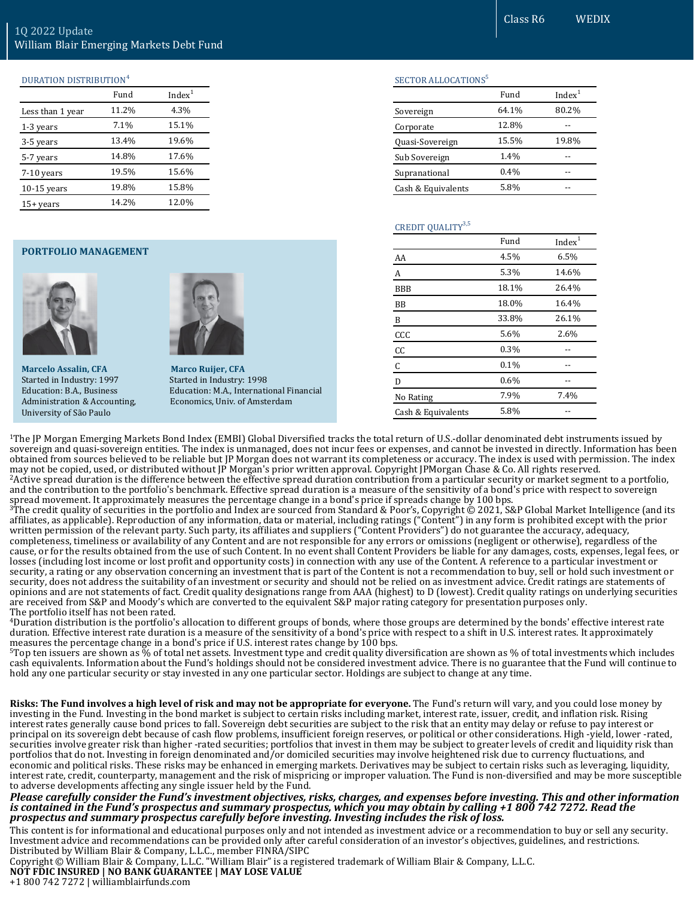## DURATION DISTRIBUTION[4]

| | Fund | Index[1] |
|---|---|---|
| Less than 1 year | 11.2% | 4.3% |
| 1-3 years | 7.1% | 15.1% |
| 3-5 years | 13.4% | 19.6% |
| 5-7 years | 14.8% | 17.6% |
| 7-10 years | 19.5% | 15.6% |
| 10-15 years | 19.8% | 15.8% |
| 15+ years | 14.2% | 12.0% |

## SECTOR ALLOCATIONS[5]

| | Fund | Index[1] |
|---|---|---|
| Sovereign | 64.1% | 80.2% |
| Corporate | 12.8% | -- |
| Quasi-Sovereign | 15.5% | 19.8% |
| Sub Sovereign | 1.4% | -- |
| Supranational | 0.4% | -- |
| Cash & Equivalents | 5.8% | -- |

## CREDIT QUALITY[3,5]

| | Fund | Index[1] |
|---|---|---|
| AA | 4.5% | 6.5% |
| A | 5.3% | 14.6% |
| BBB | 18.1% | 26.4% |
| BB | 18.0% | 16.4% |
| B | 33.8% | 26.1% |
| CCC | 5.6% | 2.6% |
| CC | 0.3% | -- |
| C | 0.1% | -- |
| D | 0.6% | -- |
| No Rating | 7.9% | 7.4% |
| Cash & Equivalents | 5.8% | -- |

## PORTFOLIO MANAGEMENT

**Marcelo Assalin, CFA**
Started in Industry: 1997
Education: B.A., Business Administration & Accounting, University of São Paulo

**Marco Ruijer, CFA**
Started in Industry: 1998
Education: M.A., International Financial Economics, Univ. of Amsterdam

[1]The JP Morgan Emerging Markets Bond Index (EMBI) Global Diversified tracks the total return of U.S.-dollar denominated debt instruments issued by sovereign and quasi-sovereign entities. The index is unmanaged, does not incur fees or expenses, and cannot be invested in directly. Information has been obtained from sources believed to be reliable but JP Morgan does not warrant its completeness or accuracy. The index is used with permission. The index may not be copied, used, or distributed without JP Morgan's prior written approval. Copyright JPMorgan Chase & Co. All rights reserved.
[2]Active spread duration is the difference between the effective spread duration contribution from a particular security or market segment to a portfolio, and the contribution to the portfolio's benchmark. Effective spread duration is a measure of the sensitivity of a bond's price with respect to sovereign spread movement. It approximately measures the percentage change in a bond's price if spreads change by 100 bps.
[3]The credit quality of securities in the portfolio and Index are sourced from Standard & Poor's, Copyright © 2021, S&P Global Market Intelligence (and its affiliates, as applicable). Reproduction of any information, data or material, including ratings ("Content") in any form is prohibited except with the prior written permission of the relevant party. Such party, its affiliates and suppliers ("Content Providers") do not guarantee the accuracy, adequacy, completeness, timeliness or availability of any Content and are not responsible for any errors or omissions (negligent or otherwise), regardless of the cause, or for the results obtained from the use of such Content. In no event shall Content Providers be liable for any damages, costs, expenses, legal fees, or losses (including lost income or lost profit and opportunity costs) in connection with any use of the Content. A reference to a particular investment or security, a rating or any observation concerning an investment that is part of the Content is not a recommendation to buy, sell or hold such investment or security, does not address the suitability of an investment or security and should not be relied on as investment advice. Credit ratings are statements of opinions and are not statements of fact. Credit quality designations range from AAA (highest) to D (lowest). Credit quality ratings on underlying securities are received from S&P and Moody's which are converted to the equivalent S&P major rating category for presentation purposes only. The portfolio itself has not been rated.
[4]Duration distribution is the portfolio's allocation to different groups of bonds, where those groups are determined by the bonds' effective interest rate duration. Effective interest rate duration is a measure of the sensitivity of a bond's price with respect to a shift in U.S. interest rates. It approximately measures the percentage change in a bond's price if U.S. interest rates change by 100 bps.
[5]Top ten issuers are shown as % of total net assets. Investment type and credit quality diversification are shown as % of total investments which includes cash equivalents. Information about the Fund's holdings should not be considered investment advice. There is no guarantee that the Fund will continue to hold any one particular security or stay invested in any one particular sector. Holdings are subject to change at any time.

**Risks: The Fund involves a high level of risk and may not be appropriate for everyone.** The Fund's return will vary, and you could lose money by investing in the Fund. Investing in the bond market is subject to certain risks including market, interest rate, issuer, credit, and inflation risk. Rising interest rates generally cause bond prices to fall. Sovereign debt securities are subject to the risk that an entity may delay or refuse to pay interest or principal on its sovereign debt because of cash flow problems, insufficient foreign reserves, or political or other considerations. High -yield, lower -rated, securities involve greater risk than higher -rated securities; portfolios that invest in them may be subject to greater levels of credit and liquidity risk than portfolios that do not. Investing in foreign denominated and/or domiciled securities may involve heightened risk due to currency fluctuations, and economic and political risks. These risks may be enhanced in emerging markets. Derivatives may be subject to certain risks such as leveraging, liquidity, interest rate, credit, counterparty, management and the risk of mispricing or improper valuation. The Fund is non-diversified and may be more susceptible to adverse developments affecting any single issuer held by the Fund.

***Please carefully consider the Fund's investment objectives, risks, charges, and expenses before investing. This and other information is contained in the Fund's prospectus and summary prospectus, which you may obtain by calling +1 800 742 7272. Read the prospectus and summary prospectus carefully before investing. Investing includes the risk of loss.***

This content is for informational and educational purposes only and not intended as investment advice or a recommendation to buy or sell any security. Investment advice and recommendations can be provided only after careful consideration of an investor's objectives, guidelines, and restrictions.
Distributed by William Blair & Company, L.L.C., member FINRA/SIPC
Copyright © William Blair & Company, L.L.C. "William Blair" is a registered trademark of William Blair & Company, L.L.C.
**NOT FDIC INSURED | NO BANK GUARANTEE | MAY LOSE VALUE**
+1 800 742 7272 | williamblairfunds.com